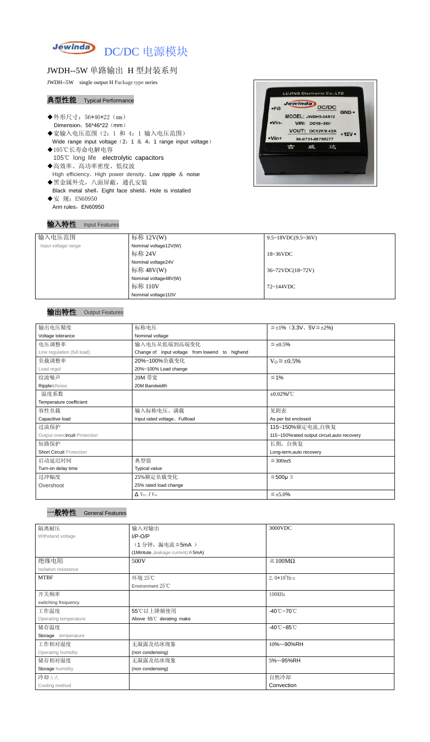Jewinda DC/DC 电源模块

# JWDH--5W 单路输出 H 型封装系列

JWDH--5W single output H Package type series

## 典型性能 Typical Performance

- ◆外形尺寸：56*46*22（mm）
  Dimension：56*46*22（mm）
- ◆宽输入电压范围（2：1 和 4：1 输入电压范围）
  Wide range input voltage（2：1 & 4：1 range input voltage）
- ◆105℃长寿命电解电容
  105℃ long life electrolytic capacitors
- ◆高效率、高功率密度、低纹波
  High efficiency、High power density、Low ripple & noise
- ◆黑金属外壳，八面屏蔽，通孔安装
  Black metal shell，Eight face shield，Hole is installed
- ◆安 规：EN60950
  Ann rules：EN60950

## 输入特性 Input Features

| 输入电压范围<br>Input voltage range | 标称 12V(W)<br>Nominal voltage12V(W) | 9.5~18VDC(9.5~36V) |
|---|---|---|
| | 标称 24V<br>Nominal voltage24V | 18~36VDC |
| | 标称 48V(W)<br>Nominal voltage48V(W) | 36~72VDC(18~72V) |
| | 标称 110V<br>Nominal voltage110V | 72~144VDC |

## 输出特性 Output Features

| 输出电压精度<br>Voltage tolerance | 标称电压<br>Nominal voltage | ≦±1%（3.3V、5V≦±2%) |
|---|---|---|
| 电压调整率<br>Line regulation (full load) | 输入电压从低端到高端变化<br>Change of input voltage from lowend to highend | ≦±0.5% |
| 负载调整率<br>Load regul | 20%~100%负载变化<br>20%~100% Load change | $V_O$≦±0.5% |
| 纹波噪声<br>Ripple&Noise | 20M 带宽<br>20M Bandwidth | ≦1% |
| 温度系数<br>Temperature coefficient | | ±0.02%/℃ |
| 容性负载<br>Capacitive load | 输入标称电压、满载<br>Input rated voltage、Fullload | 见附表<br>As per list enclosed |
| 过流保护<br>Output overcircuit Protection | | 115~150%额定电流,自恢复<br>115~150%rated output circuit,auto recovery |
| 短路保护<br>Short Circuit Protection | | 长期，自恢复<br>Long-term,auto recovery |
| 启动延迟时间<br>Turn-on delay time | 典型值<br>Typical value | ≦300mS |
| 过冲幅度<br>Overshoot | 25%额定负载变化<br>25% rated load change | ≦500μ S |
| | $\Delta V_{01}/V_{01}$ | ≦±5.0% |

## 一般特性 General Features

| 隔离耐压<br>Withstand voltage | 输入对输出<br>I/P-O/P<br>（1 分钟，漏电流≦5mA ）<br>(1Mintute ,leakage current)≦5mA) | 3000VDC |
|---|---|---|
| 绝缘电阻<br>Isolation resistance | 500V | ≧100MΩ |
| MTBF | 环境 25℃<br>Environment 25℃ | $2.0*10^5$Hrs |
| 开关频率<br>switching frequency | | 100KHz |
| 工作温度<br>Operating temperature | 55℃以上降额使用<br>Above 55℃ derating make | -40℃~70℃ |
| 储存温度<br>Storage temperature | | -40℃~85℃ |
| 工作相对湿度<br>Operating humidity | 无凝露及结冰现象<br>(non condensing) | 10%~-90%RH |
| 储存相对湿度<br>Storage humidity | 无凝露及结冰现象<br>(non condensing) | 5%~-95%RH |
| 冷却方式<br>Cooling method | | 自然冷却<br>Convection |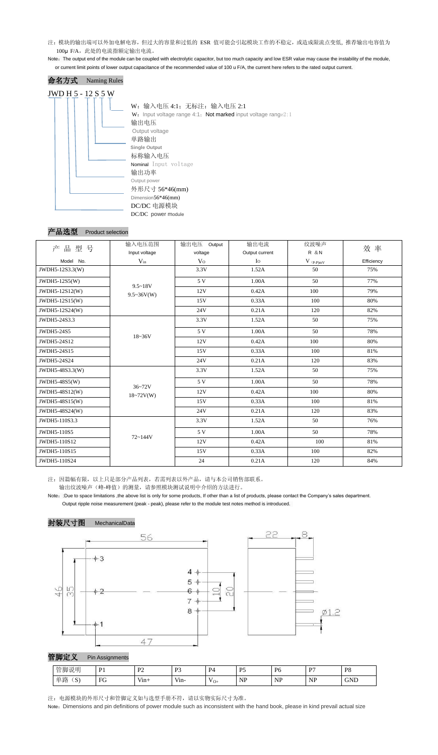注：模块的输出端可以外加电解电容，但过大的容量和过低的 ESR 值可能会引起模块工作的不稳定，或造成限流点变低, 推荐输出电容值为 100μ F/A，此处的电流指额定输出电流。

Note：The output end of the module can be coupled with electrolytic capacitor, but too much capacity and low ESR value may cause the instability of the module, or current limit points of lower output capacitance of the recommended value of 100 u F/A, the current here refers to the rated output current.

## 命名方式 Naming Rules

JWD H 5 - 12 S 5 W

- W：输入电压 4:1；无标注：输入电压 2:1
  W：Input voltage range 4:1；Not marked input voltage range 2:1
- 输出电压
  Output voltage
- 单路输出
  Single Output
- 标称输入电压
  Nominal Input voltage
- 输出功率
  Output power
- 外形尺寸 56*46(mm)
  Dimension 56*46(mm)
- DC/DC 电源模块
  DC/DC power module

## 产品选型 Product selection

| 产品型号 Model No. | 输入电压范围 Input voltage $V_{in}$ | 输出电压 Output voltage $V_O$ | 输出电流 Output current $I_O$ | 纹波噪声 R &N $V_{(P-P)mV}$ | 效率 Efficiency |
|---|---|---|---|---|---|
| JWDH5-12S3.3(W) | 9.5~18V 9.5~36V(W) | 3.3V | 1.52A | 50 | 75% |
| JWDH5-12S5(W) | | 5 V | 1.00A | 50 | 77% |
| JWDH5-12S12(W) | | 12V | 0.42A | 100 | 79% |
| JWDH5-12S15(W) | | 15V | 0.33A | 100 | 80% |
| JWDH5-12S24(W) | | 24V | 0.21A | 120 | 82% |
| JWDH5-24S3.3 | 18~36V | 3.3V | 1.52A | 50 | 75% |
| JWDH5-24S5 | | 5 V | 1.00A | 50 | 78% |
| JWDH5-24S12 | | 12V | 0.42A | 100 | 80% |
| JWDH5-24S15 | | 15V | 0.33A | 100 | 81% |
| JWDH5-24S24 | | 24V | 0.21A | 120 | 83% |
| JWDH5-48S3.3(W) | 36~72V 18~72V(W) | 3.3V | 1.52A | 50 | 75% |
| JWDH5-48S5(W) | | 5 V | 1.00A | 50 | 78% |
| JWDH5-48S12(W) | | 12V | 0.42A | 100 | 80% |
| JWDH5-48S15(W) | | 15V | 0.33A | 100 | 81% |
| JWDH5-48S24(W) | | 24V | 0.21A | 120 | 83% |
| JWDH5-110S3.3 | 72~144V | 3.3V | 1.52A | 50 | 76% |
| JWDH5-110S5 | | 5 V | 1.00A | 50 | 78% |
| JWDH5-110S12 | | 12V | 0.42A | 100 | 81% |
| JWDH5-110S15 | | 15V | 0.33A | 100 | 82% |
| JWDH5-110S24 | | 24 | 0.21A | 120 | 84% |

注：因篇幅有限，以上只是部分产品列表，若需列表以外产品，请与本公司销售部联系。
输出纹波噪声（峰-峰值）的测量，请参照模块测试说明中介绍的方法进行。

Note：:Due to space limitations ,the above list is only for some products, If other than a list of products, please contact the Company's sales department.
Output ripple noise measurement (peak - peak), please refer to the module test notes method is introduced.

## 封装尺寸图 MechanicalData

56, 47, 46, 35, 10, 20, 22, 8, Ø1.2

1, 2, 3, 4, 5, 6, 7, 8

## 管脚定义 Pin Assignments

| 管脚说明 | P1 | P2 | P3 | P4 | P5 | P6 | P7 | P8 |
|---|---|---|---|---|---|---|---|---|
| 单路（S） | FG | Vin+ | Vin- | $V_{O+}$ | NP | NP | NP | GND |

注：电源模块的外形尺寸和管脚定义如与选型手册不符，请以实物实际尺寸为准。

Note：Dimensions and pin definitions of power module such as inconsistent with the hand book, please in kind prevail actual size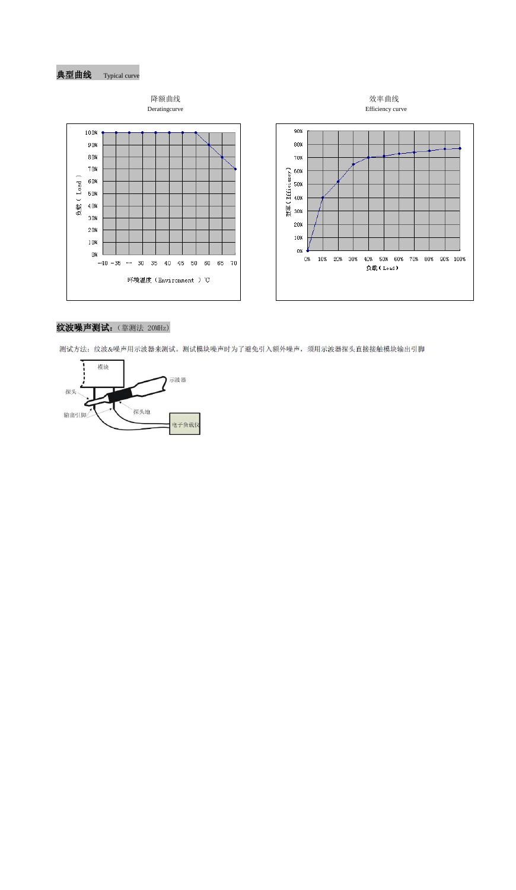## 典型曲线 Typical curve

降额曲线
Deratingcurve

100%
90%
80%
70%
60%
50%
40%
30%
20%
10%
0%

负载（Load）

-40 -35 … 30 35 40 45 50 60 65 70

环境温度（Environment）℃

效率曲线
Efficiency curve

90%
80%
70%
60%
50%
40%
30%
20%
10%
0%

效率（Efficiency）

0% 10% 20% 30% 40% 50% 60% 70% 80% 90% 100%

负载（Load）

## 纹波噪声测试：（靠测法 20MHz）

测试方法：纹波&噪声用示波器来测试。测试模块噪声时为了避免引入额外噪声，须用示波器探头直接接触模块输出引脚

模块

示波器

探头

探头地

输出引脚

电子负载仪